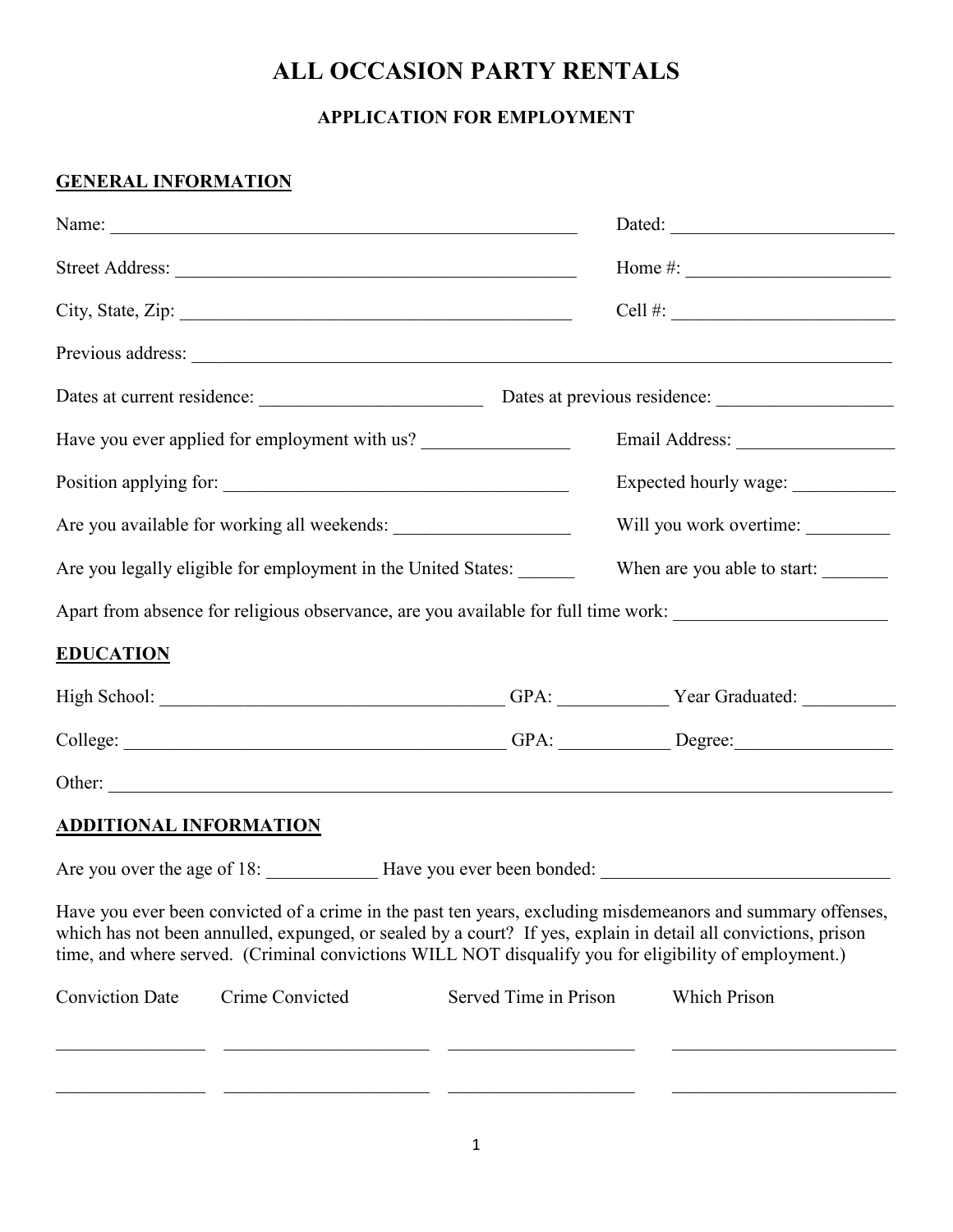# ALL OCCASION PARTY RENTALS

## APPLICATION FOR EMPLOYMENT

### GENERAL INFORMATION

Name: ______________________________________________________ Dated: ________________________

Street Address: ______________________________________________ Home #: ______________________

City, State, Zip: _____________________________________________ Cell #: ________________________

Previous address: ______________________________________________________________________________

Dates at current residence: ________________________ Dates at previous residence: ___________________

Have you ever applied for employment with us? _______________ Email Address: _________________

Position applying for: _____________________________________ Expected hourly wage: ___________

Are you available for working all weekends: ___________________ Will you work overtime: _________

Are you legally eligible for employment in the United States: ______ When are you able to start: _______

Apart from absence for religious observance, are you available for full time work: ______________________

### EDUCATION

High School: ______________________________________ GPA: ___________ Year Graduated: __________

College: __________________________________________ GPA: ___________ Degree:_________________

Other: ________________________________________________________________________________________

### ADDITIONAL INFORMATION

Are you over the age of 18: ____________ Have you ever been bonded: _______________________________

Have you ever been convicted of a crime in the past ten years, excluding misdemeanors and summary offenses, which has not been annulled, expunged, or sealed by a court? If yes, explain in detail all convictions, prison time, and where served. (Criminal convictions WILL NOT disqualify you for eligibility of employment.)

| Conviction Date | Crime Convicted | Served Time in Prison | Which Prison |
|---|---|---|---|
| | | | |
| | | | |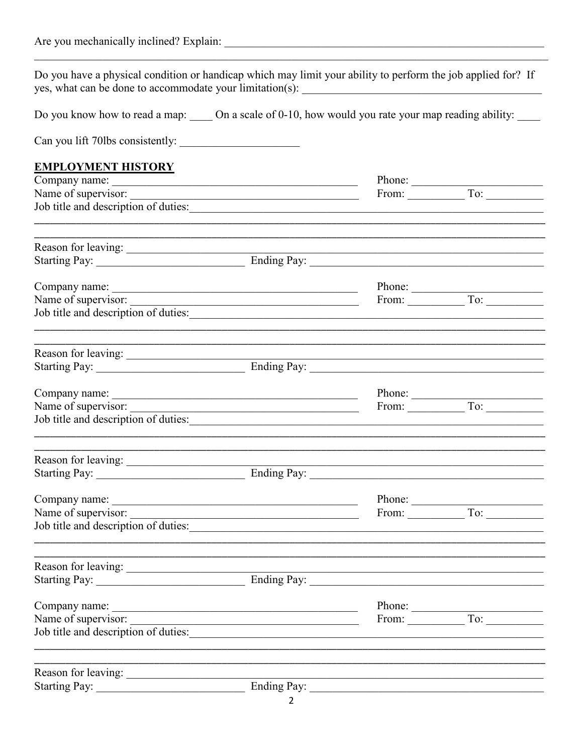Are you mechanically inclined? Explain: ______________________________________________________

______________________________________________________________________________

Do you have a physical condition or handicap which may limit your ability to perform the job applied for? If yes, what can be done to accommodate your limitation(s): ________________________________________

Do you know how to read a map: ____ On a scale of 0-10, how would you rate your map reading ability: ____

Can you lift 70lbs consistently: ____________________

**EMPLOYMENT HISTORY**

Company name: ______________________________________ Phone: ______________________

Name of supervisor: __________________________________ From: __________ To: __________

Job title and description of duties: ______________________________________________________

______________________________________________________________________________

______________________________________________________________________________

Reason for leaving: __________________________________________________________________

Starting Pay: ________________________ Ending Pay: ______________________________________

Company name: ______________________________________ Phone: ______________________

Name of supervisor: __________________________________ From: __________ To: __________

Job title and description of duties: ______________________________________________________

______________________________________________________________________________

______________________________________________________________________________

Reason for leaving: __________________________________________________________________

Starting Pay: ________________________ Ending Pay: ______________________________________

Company name: ______________________________________ Phone: ______________________

Name of supervisor: __________________________________ From: __________ To: __________

Job title and description of duties: ______________________________________________________

______________________________________________________________________________

______________________________________________________________________________

Reason for leaving: __________________________________________________________________

Starting Pay: ________________________ Ending Pay: ______________________________________

Company name: ______________________________________ Phone: ______________________

Name of supervisor: __________________________________ From: __________ To: __________

Job title and description of duties: ______________________________________________________

______________________________________________________________________________

______________________________________________________________________________

Reason for leaving: __________________________________________________________________

Starting Pay: ________________________ Ending Pay: ______________________________________

Company name: ______________________________________ Phone: ______________________

Name of supervisor: __________________________________ From: __________ To: __________

Job title and description of duties: ______________________________________________________

______________________________________________________________________________

______________________________________________________________________________

Reason for leaving: __________________________________________________________________

Starting Pay: ________________________ Ending Pay: ______________________________________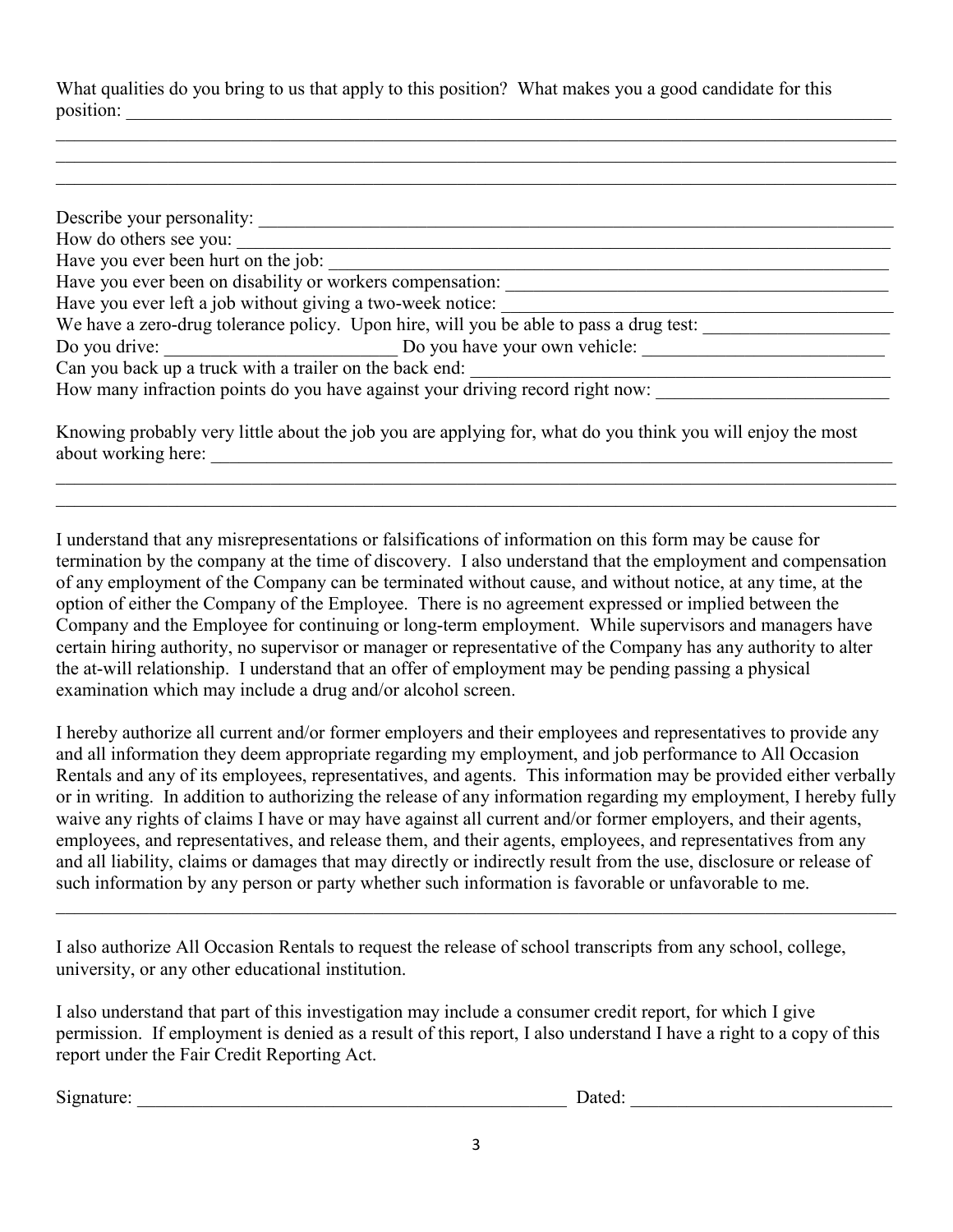What qualities do you bring to us that apply to this position? What makes you a good candidate for this position: ___________________________________________________________________________

___________________________________________________________________________________________

___________________________________________________________________________________________

___________________________________________________________________________________________

Describe your personality: ________________________________________________________________

How do others see you: ___________________________________________________________________

Have you ever been hurt on the job: ________________________________________________________

Have you ever been on disability or workers compensation: _____________________________________

Have you ever left a job without giving a two-week notice: ______________________________________

We have a zero-drug tolerance policy. Upon hire, will you be able to pass a drug test: ________________

Do you drive: _________________________ Do you have your own vehicle: _______________________

Can you back up a truck with a trailer on the back end: _________________________________________

How many infraction points do you have against your driving record right now: ______________________

Knowing probably very little about the job you are applying for, what do you think you will enjoy the most about working here: _______________________________________________________________

___________________________________________________________________________________________

___________________________________________________________________________________________

I understand that any misrepresentations or falsifications of information on this form may be cause for termination by the company at the time of discovery. I also understand that the employment and compensation of any employment of the Company can be terminated without cause, and without notice, at any time, at the option of either the Company of the Employee. There is no agreement expressed or implied between the Company and the Employee for continuing or long-term employment. While supervisors and managers have certain hiring authority, no supervisor or manager or representative of the Company has any authority to alter the at-will relationship. I understand that an offer of employment may be pending passing a physical examination which may include a drug and/or alcohol screen.

I hereby authorize all current and/or former employers and their employees and representatives to provide any and all information they deem appropriate regarding my employment, and job performance to All Occasion Rentals and any of its employees, representatives, and agents. This information may be provided either verbally or in writing. In addition to authorizing the release of any information regarding my employment, I hereby fully waive any rights of claims I have or may have against all current and/or former employers, and their agents, employees, and representatives, and release them, and their agents, employees, and representatives from any and all liability, claims or damages that may directly or indirectly result from the use, disclosure or release of such information by any person or party whether such information is favorable or unfavorable to me.

___________________________________________________________________________________________

I also authorize All Occasion Rentals to request the release of school transcripts from any school, college, university, or any other educational institution.

I also understand that part of this investigation may include a consumer credit report, for which I give permission. If employment is denied as a result of this report, I also understand I have a right to a copy of this report under the Fair Credit Reporting Act.

Signature: _______________________________________________ Dated: ____________________________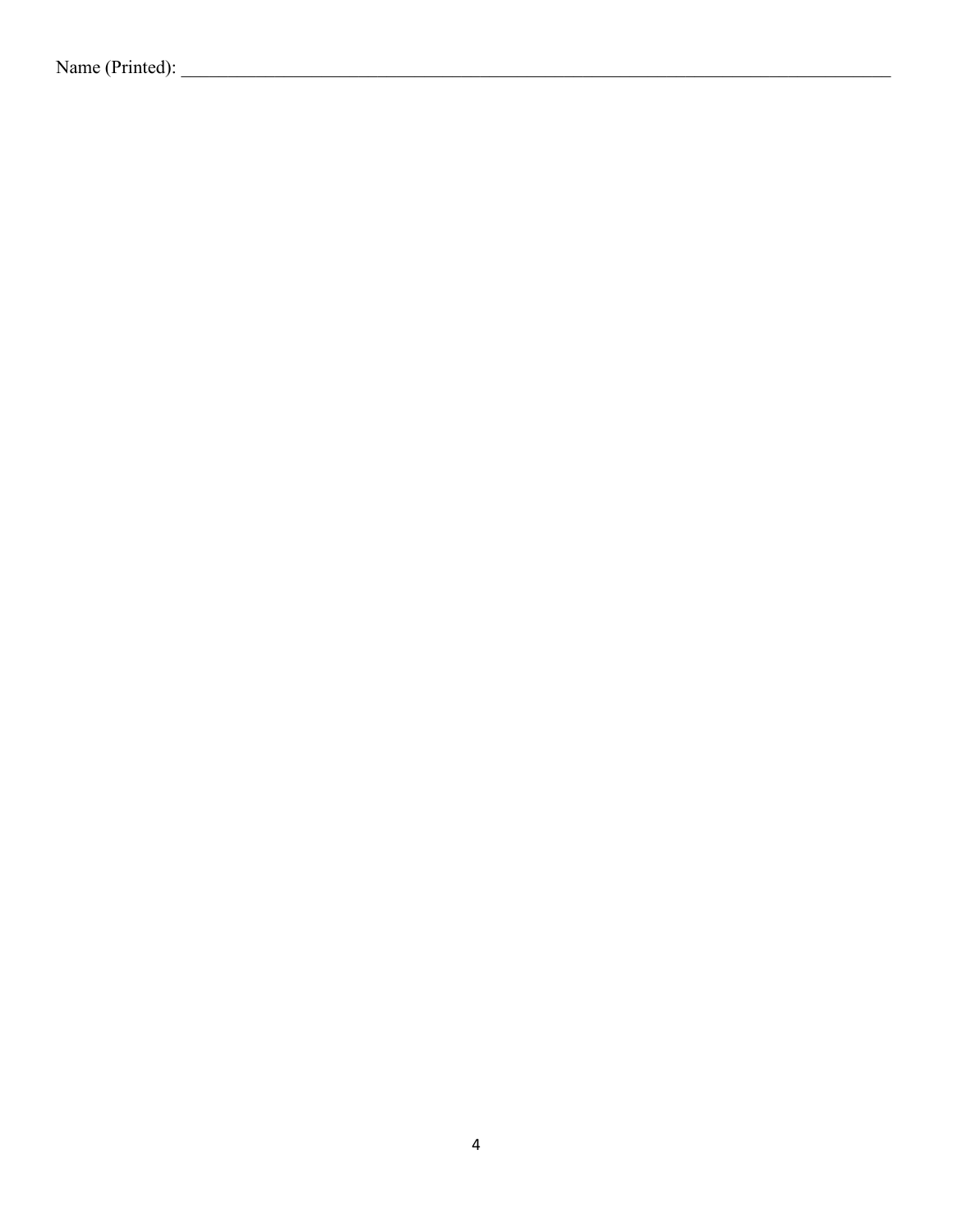Name (Printed): ______________________________________________________________________________